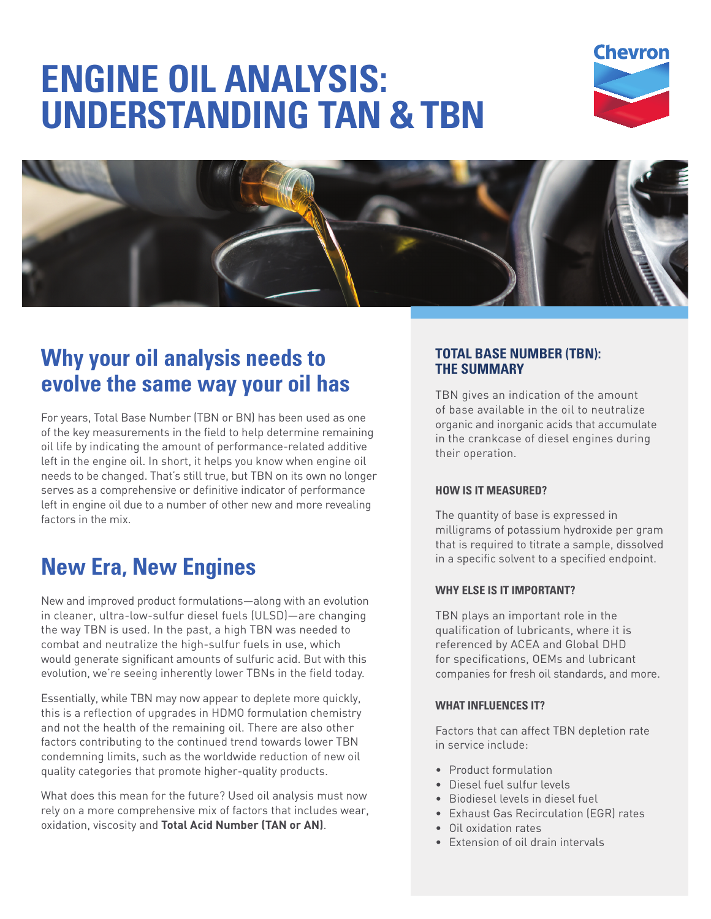# ENGINE OIL ANALYSIS: UNDERSTANDING TAN & TBN

Chevron

## Why your oil analysis needs to evolve the same way your oil has

For years, Total Base Number (TBN or BN) has been used as one of the key measurements in the field to help determine remaining oil life by indicating the amount of performance-related additive left in the engine oil. In short, it helps you know when engine oil needs to be changed. That's still true, but TBN on its own no longer serves as a comprehensive or definitive indicator of performance left in engine oil due to a number of other new and more revealing factors in the mix.

## New Era, New Engines

New and improved product formulations—along with an evolution in cleaner, ultra-low-sulfur diesel fuels (ULSD)—are changing the way TBN is used. In the past, a high TBN was needed to combat and neutralize the high-sulfur fuels in use, which would generate significant amounts of sulfuric acid. But with this evolution, we're seeing inherently lower TBNs in the field today.

Essentially, while TBN may now appear to deplete more quickly, this is a reflection of upgrades in HDMO formulation chemistry and not the health of the remaining oil. There are also other factors contributing to the continued trend towards lower TBN condemning limits, such as the worldwide reduction of new oil quality categories that promote higher-quality products.

What does this mean for the future? Used oil analysis must now rely on a more comprehensive mix of factors that includes wear, oxidation, viscosity and **Total Acid Number (TAN or AN)**.

### TOTAL BASE NUMBER (TBN): THE SUMMARY

TBN gives an indication of the amount of base available in the oil to neutralize organic and inorganic acids that accumulate in the crankcase of diesel engines during their operation.

#### HOW IS IT MEASURED?

The quantity of base is expressed in milligrams of potassium hydroxide per gram that is required to titrate a sample, dissolved in a specific solvent to a specified endpoint.

#### WHY ELSE IS IT IMPORTANT?

TBN plays an important role in the qualification of lubricants, where it is referenced by ACEA and Global DHD for specifications, OEMs and lubricant companies for fresh oil standards, and more.

#### WHAT INFLUENCES IT?

Factors that can affect TBN depletion rate in service include:

- Product formulation
- Diesel fuel sulfur levels
- Biodiesel levels in diesel fuel
- Exhaust Gas Recirculation (EGR) rates
- Oil oxidation rates
- Extension of oil drain intervals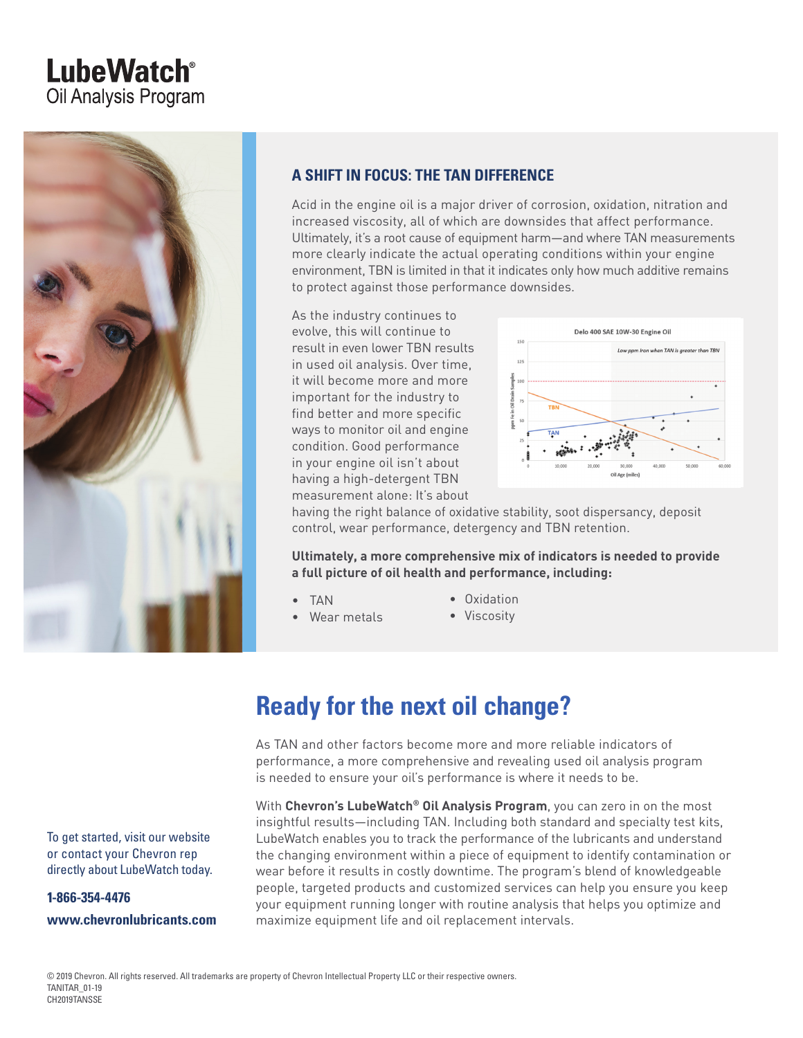# LubeWatch®
Oil Analysis Program

## A SHIFT IN FOCUS: THE TAN DIFFERENCE

Acid in the engine oil is a major driver of corrosion, oxidation, nitration and increased viscosity, all of which are downsides that affect performance. Ultimately, it's a root cause of equipment harm—and where TAN measurements more clearly indicate the actual operating conditions within your engine environment, TBN is limited in that it indicates only how much additive remains to protect against those performance downsides.

As the industry continues to evolve, this will continue to result in even lower TBN results in used oil analysis. Over time, it will become more and more important for the industry to find better and more specific ways to monitor oil and engine condition. Good performance in your engine oil isn't about having a high-detergent TBN measurement alone: It's about having the right balance of oxidative stability, soot dispersancy, deposit control, wear performance, detergency and TBN retention.

Delo 400 SAE 10W-30 Engine Oil

Low ppm Iron when TAN is greater than TBN

ppm Fe in Oil Drain Samples

150
125
100
75
50
25
0

TBN

TAN

0
10,000
20,000
30,000
40,000
50,000
60,000

Oil Age (miles)

**Ultimately, a more comprehensive mix of indicators is needed to provide a full picture of oil health and performance, including:**

- TAN
- Wear metals
- Oxidation
- Viscosity

## Ready for the next oil change?

As TAN and other factors become more and more reliable indicators of performance, a more comprehensive and revealing used oil analysis program is needed to ensure your oil's performance is where it needs to be.

With **Chevron's LubeWatch® Oil Analysis Program**, you can zero in on the most insightful results—including TAN. Including both standard and specialty test kits, LubeWatch enables you to track the performance of the lubricants and understand the changing environment within a piece of equipment to identify contamination or wear before it results in costly downtime. The program's blend of knowledgeable people, targeted products and customized services can help you ensure you keep your equipment running longer with routine analysis that helps you optimize and maximize equipment life and oil replacement intervals.

To get started, visit our website or contact your Chevron rep directly about LubeWatch today.

**1-866-354-4476**

**www.chevronlubricants.com**

© 2019 Chevron. All rights reserved. All trademarks are property of Chevron Intellectual Property LLC or their respective owners.
TANITAR_01-19
CH2019TANSSE